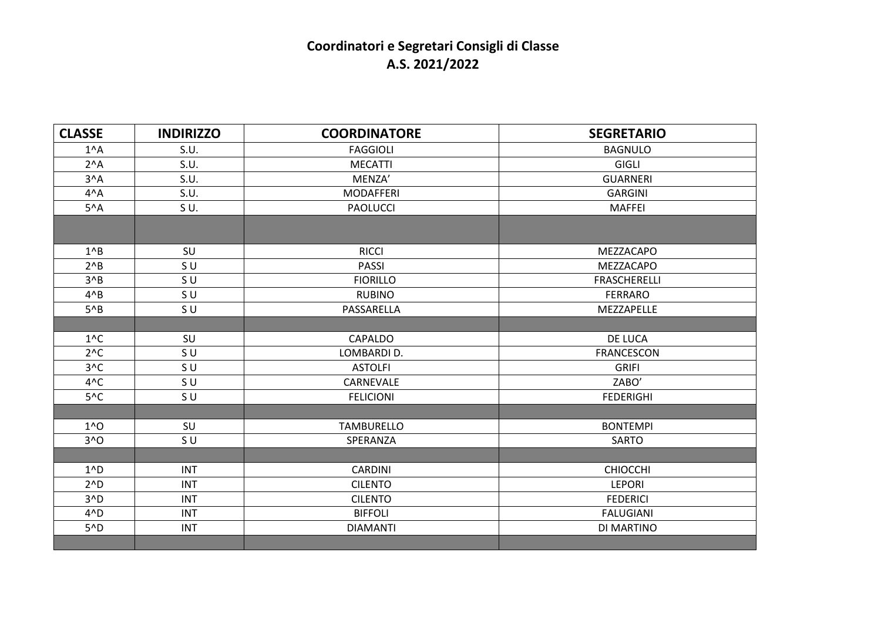# Coordinatori e Segretari Consigli di Classe
## A.S. 2021/2022

| CLASSE | INDIRIZZO | COORDINATORE | SEGRETARIO |
|---|---|---|---|
| 1^A | S.U. | FAGGIOLI | BAGNULO |
| 2^A | S.U. | MECATTI | GIGLI |
| 3^A | S.U. | MENZA’ | GUARNERI |
| 4^A | S.U. | MODAFFERI | GARGINI |
| 5^A | S U. | PAOLUCCI | MAFFEI |
| | | | |
| 1^B | SU | RICCI | MEZZACAPO |
| 2^B | S U | PASSI | MEZZACAPO |
| 3^B | S U | FIORILLO | FRASCHERELLI |
| 4^B | S U | RUBINO | FERRARO |
| 5^B | S U | PASSARELLA | MEZZAPELLE |
| | | | |
| 1^C | SU | CAPALDO | DE LUCA |
| 2^C | S U | LOMBARDI D. | FRANCESCON |
| 3^C | S U | ASTOLFI | GRIFI |
| 4^C | S U | CARNEVALE | ZABO’ |
| 5^C | S U | FELICIONI | FEDERIGHI |
| | | | |
| 1^O | SU | TAMBURELLO | BONTEMPI |
| 3^O | S U | SPERANZA | SARTO |
| | | | |
| 1^D | INT | CARDINI | CHIOCCHI |
| 2^D | INT | CILENTO | LEPORI |
| 3^D | INT | CILENTO | FEDERICI |
| 4^D | INT | BIFFOLI | FALUGIANI |
| 5^D | INT | DIAMANTI | DI MARTINO |
| | | | |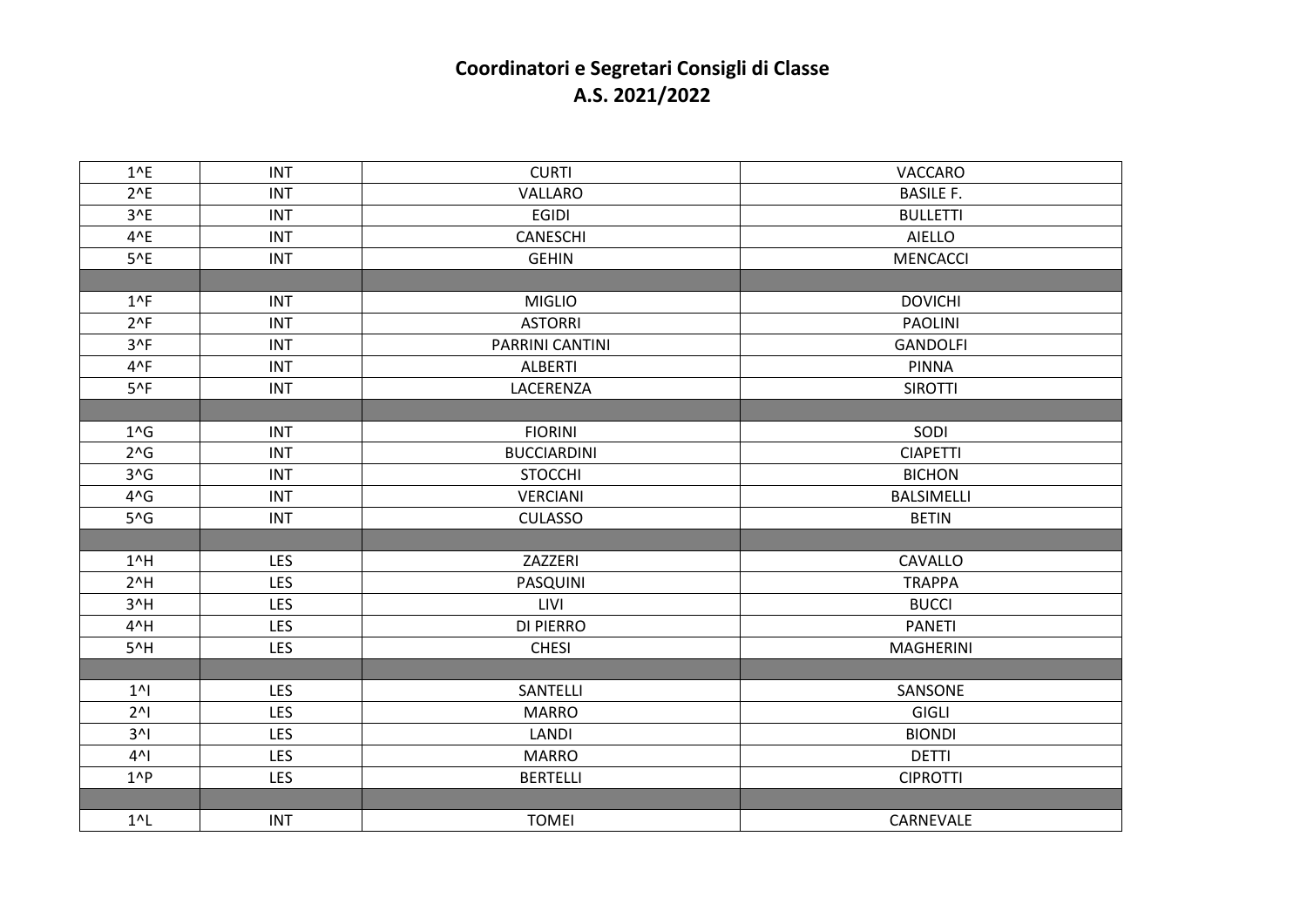**Coordinatori e Segretari Consigli di Classe**
**A.S. 2021/2022**

| | | | |
|---|---|---|---|
| 1^E | INT | CURTI | VACCARO |
| 2^E | INT | VALLARO | BASILE F. |
| 3^E | INT | EGIDI | BULLETTI |
| 4^E | INT | CANESCHI | AIELLO |
| 5^E | INT | GEHIN | MENCACCI |
| | | | |
| 1^F | INT | MIGLIO | DOVICHI |
| 2^F | INT | ASTORRI | PAOLINI |
| 3^F | INT | PARRINI CANTINI | GANDOLFI |
| 4^F | INT | ALBERTI | PINNA |
| 5^F | INT | LACERENZA | SIROTTI |
| | | | |
| 1^G | INT | FIORINI | SODI |
| 2^G | INT | BUCCIARDINI | CIAPETTI |
| 3^G | INT | STOCCHI | BICHON |
| 4^G | INT | VERCIANI | BALSIMELLI |
| 5^G | INT | CULASSO | BETIN |
| | | | |
| 1^H | LES | ZAZZERI | CAVALLO |
| 2^H | LES | PASQUINI | TRAPPA |
| 3^H | LES | LIVI | BUCCI |
| 4^H | LES | DI PIERRO | PANETI |
| 5^H | LES | CHESI | MAGHERINI |
| | | | |
| 1^I | LES | SANTELLI | SANSONE |
| 2^I | LES | MARRO | GIGLI |
| 3^I | LES | LANDI | BIONDI |
| 4^I | LES | MARRO | DETTI |
| 1^P | LES | BERTELLI | CIPROTTI |
| | | | |
| 1^L | INT | TOMEI | CARNEVALE |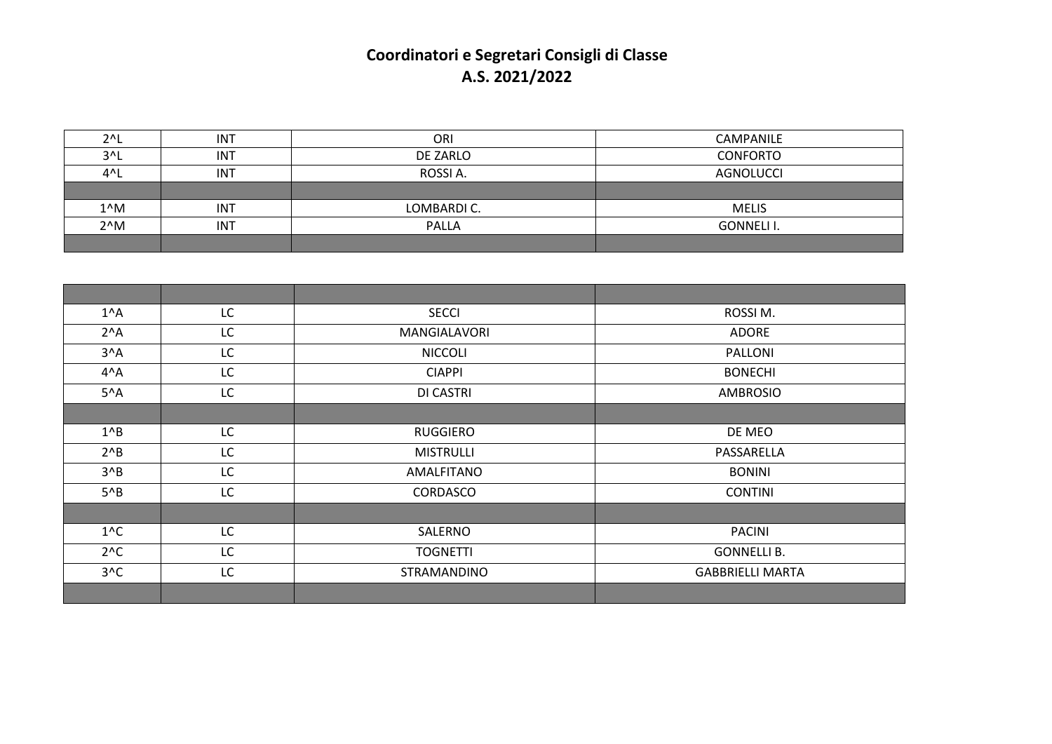**Coordinatori e Segretari Consigli di Classe**
**A.S. 2021/2022**

| | | | |
|---|---|---|---|
| 2^L | INT | ORI | CAMPANILE |
| 3^L | INT | DE ZARLO | CONFORTO |
| 4^L | INT | ROSSI A. | AGNOLUCCI |
| | | | |
| 1^M | INT | LOMBARDI C. | MELIS |
| 2^M | INT | PALLA | GONNELI I. |
| | | | |

| | | | |
|---|---|---|---|
| | | | |
| 1^A | LC | SECCI | ROSSI M. |
| 2^A | LC | MANGIALAVORI | ADORE |
| 3^A | LC | NICCOLI | PALLONI |
| 4^A | LC | CIAPPI | BONECHI |
| 5^A | LC | DI CASTRI | AMBROSIO |
| | | | |
| 1^B | LC | RUGGIERO | DE MEO |
| 2^B | LC | MISTRULLI | PASSARELLA |
| 3^B | LC | AMALFITANO | BONINI |
| 5^B | LC | CORDASCO | CONTINI |
| | | | |
| 1^C | LC | SALERNO | PACINI |
| 2^C | LC | TOGNETTI | GONNELLI B. |
| 3^C | LC | STRAMANDINO | GABBRIELLI MARTA |
| | | | |